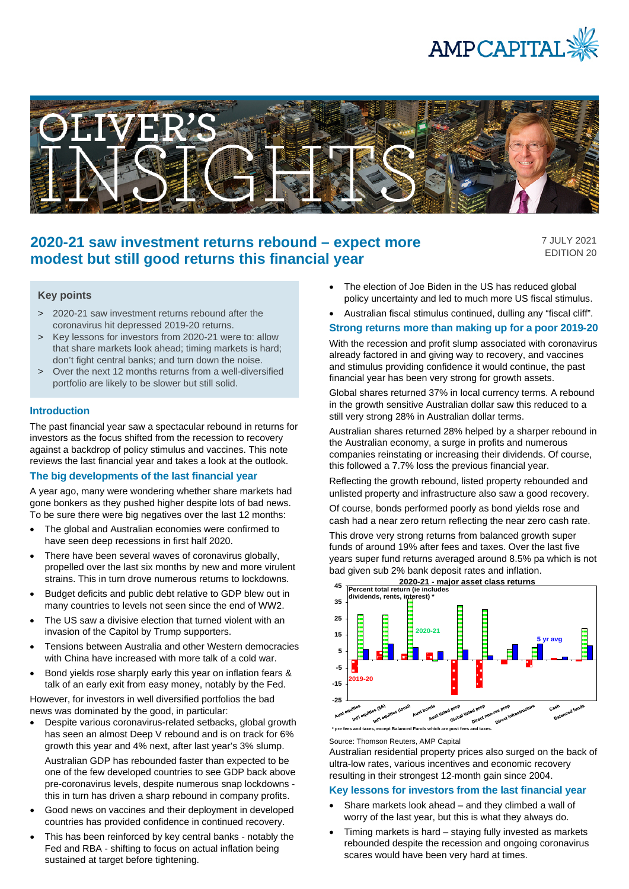# 2020-21 saw investment returns rebound – expect more modest but still good returns this financial year

7 JULY 2021
EDITION 20

### Key points

> 2020-21 saw investment returns rebound after the coronavirus hit depressed 2019-20 returns.

> Key lessons for investors from 2020-21 were to: allow that share markets look ahead; timing markets is hard; don't fight central banks; and turn down the noise.

> Over the next 12 months returns from a well-diversified portfolio are likely to be slower but still solid.

## Introduction

The past financial year saw a spectacular rebound in returns for investors as the focus shifted from the recession to recovery against a backdrop of policy stimulus and vaccines. This note reviews the last financial year and takes a look at the outlook.

## The big developments of the last financial year

A year ago, many were wondering whether share markets had gone bonkers as they pushed higher despite lots of bad news. To be sure there were big negatives over the last 12 months:

- The global and Australian economies were confirmed to have seen deep recessions in first half 2020.
- There have been several waves of coronavirus globally, propelled over the last six months by new and more virulent strains. This in turn drove numerous returns to lockdowns.
- Budget deficits and public debt relative to GDP blew out in many countries to levels not seen since the end of WW2.
- The US saw a divisive election that turned violent with an invasion of the Capitol by Trump supporters.
- Tensions between Australia and other Western democracies with China have increased with more talk of a cold war.
- Bond yields rose sharply early this year on inflation fears & talk of an early exit from easy money, notably by the Fed.

However, for investors in well diversified portfolios the bad news was dominated by the good, in particular:

- Despite various coronavirus-related setbacks, global growth has seen an almost Deep V rebound and is on track for 6% growth this year and 4% next, after last year's 3% slump.

  Australian GDP has rebounded faster than expected to be one of the few developed countries to see GDP back above pre-coronavirus levels, despite numerous snap lockdowns - this in turn has driven a sharp rebound in company profits.
- Good news on vaccines and their deployment in developed countries has provided confidence in continued recovery.
- This has been reinforced by key central banks - notably the Fed and RBA - shifting to focus on actual inflation being sustained at target before tightening.
- The election of Joe Biden in the US has reduced global policy uncertainty and led to much more US fiscal stimulus.
- Australian fiscal stimulus continued, dulling any "fiscal cliff".

## Strong returns more than making up for a poor 2019-20

With the recession and profit slump associated with coronavirus already factored in and giving way to recovery, and vaccines and stimulus providing confidence it would continue, the past financial year has been very strong for growth assets.

Global shares returned 37% in local currency terms. A rebound in the growth sensitive Australian dollar saw this reduced to a still very strong 28% in Australian dollar terms.

Australian shares returned 28% helped by a sharper rebound in the Australian economy, a surge in profits and numerous companies reinstating or increasing their dividends. Of course, this followed a 7.7% loss the previous financial year.

Reflecting the growth rebound, listed property rebounded and unlisted property and infrastructure also saw a good recovery.

Of course, bonds performed poorly as bond yields rose and cash had a near zero return reflecting the near zero cash rate.

This drove very strong returns from balanced growth super funds of around 19% after fees and taxes. Over the last five years super fund returns averaged around 8.5% pa which is not bad given sub 2% bank deposit rates and inflation.

**2020-21 - major asset class returns**

Percent total return (ie includes dividends, rents, interest) *

Series: 2019-20, 2020-21, 5 yr avg

Categories: Aust equities, Int'l equities ($A), Int'l equities (local), Aust bonds, Aust listed prop, Global listed prop, Direct non-res prop, Direct infrastructure, Cash, Balanced funds

\* pre fees and taxes, except Balanced Funds which are post fees and taxes.

Source: Thomson Reuters, AMP Capital

Australian residential property prices also surged on the back of ultra-low rates, various incentives and economic recovery resulting in their strongest 12-month gain since 2004.

## Key lessons for investors from the last financial year

- Share markets look ahead – and they climbed a wall of worry of the last year, but this is what they always do.
- Timing markets is hard – staying fully invested as markets rebounded despite the recession and ongoing coronavirus scares would have been very hard at times.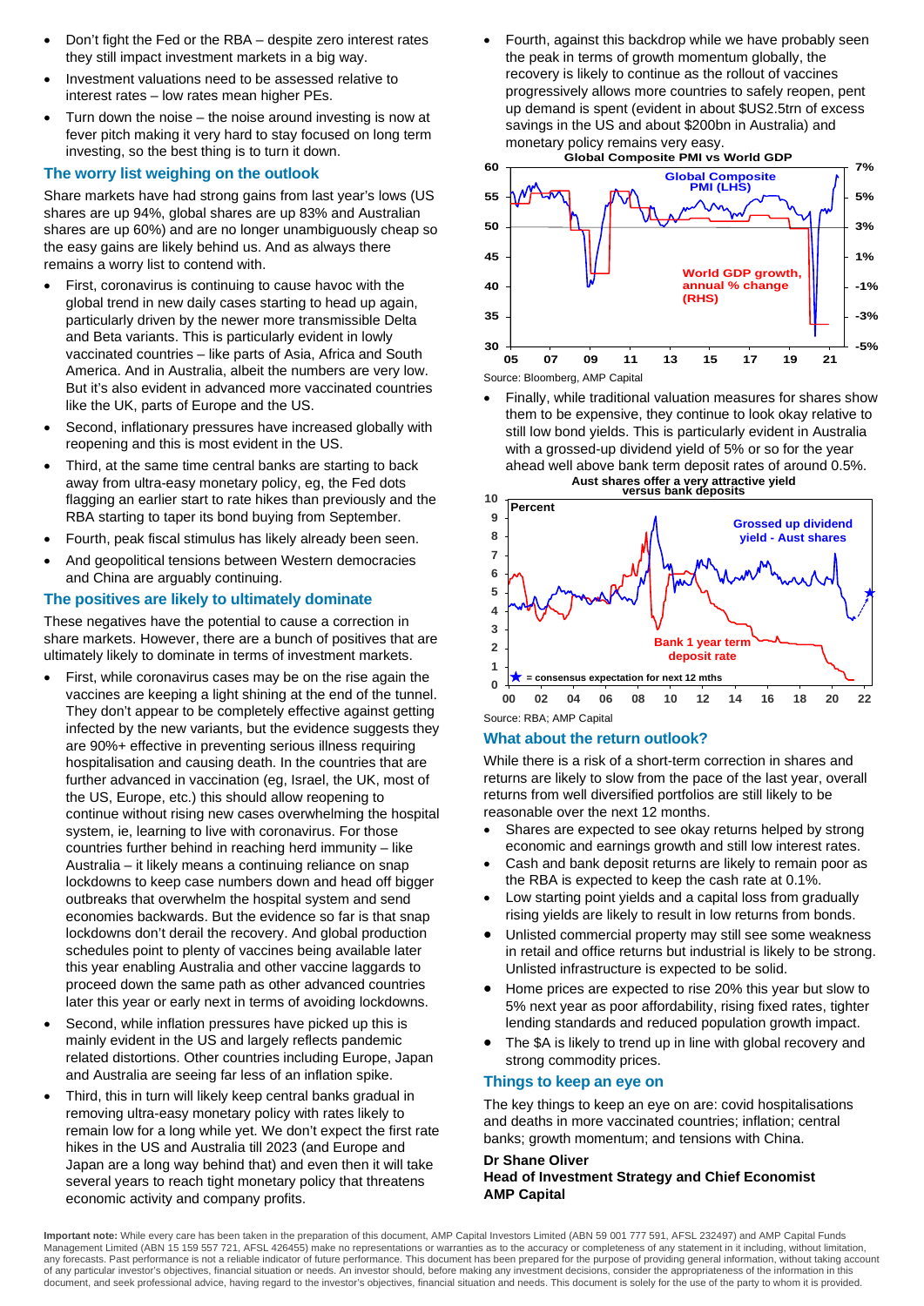- Don't fight the Fed or the RBA – despite zero interest rates they still impact investment markets in a big way.
- Investment valuations need to be assessed relative to interest rates – low rates mean higher PEs.
- Turn down the noise – the noise around investing is now at fever pitch making it very hard to stay focused on long term investing, so the best thing is to turn it down.

## The worry list weighing on the outlook

Share markets have had strong gains from last year's lows (US shares are up 94%, global shares are up 83% and Australian shares are up 60%) and are no longer unambiguously cheap so the easy gains are likely behind us. And as always there remains a worry list to contend with.

- First, coronavirus is continuing to cause havoc with the global trend in new daily cases starting to head up again, particularly driven by the newer more transmissible Delta and Beta variants. This is particularly evident in lowly vaccinated countries – like parts of Asia, Africa and South America. And in Australia, albeit the numbers are very low. But it's also evident in advanced more vaccinated countries like the UK, parts of Europe and the US.
- Second, inflationary pressures have increased globally with reopening and this is most evident in the US.
- Third, at the same time central banks are starting to back away from ultra-easy monetary policy, eg, the Fed dots flagging an earlier start to rate hikes than previously and the RBA starting to taper its bond buying from September.
- Fourth, peak fiscal stimulus has likely already been seen.
- And geopolitical tensions between Western democracies and China are arguably continuing.

## The positives are likely to ultimately dominate

These negatives have the potential to cause a correction in share markets. However, there are a bunch of positives that are ultimately likely to dominate in terms of investment markets.

- First, while coronavirus cases may be on the rise again the vaccines are keeping a light shining at the end of the tunnel. They don't appear to be completely effective against getting infected by the new variants, but the evidence suggests they are 90%+ effective in preventing serious illness requiring hospitalisation and causing death. In the countries that are further advanced in vaccination (eg, Israel, the UK, most of the US, Europe, etc.) this should allow reopening to continue without rising new cases overwhelming the hospital system, ie, learning to live with coronavirus. For those countries further behind in reaching herd immunity – like Australia – it likely means a continuing reliance on snap lockdowns to keep case numbers down and head off bigger outbreaks that overwhelm the hospital system and send economies backwards. But the evidence so far is that snap lockdowns don't derail the recovery. And global production schedules point to plenty of vaccines being available later this year enabling Australia and other vaccine laggards to proceed down the same path as other advanced countries later this year or early next in terms of avoiding lockdowns.
- Second, while inflation pressures have picked up this is mainly evident in the US and largely reflects pandemic related distortions. Other countries including Europe, Japan and Australia are seeing far less of an inflation spike.
- Third, this in turn will likely keep central banks gradual in removing ultra-easy monetary policy with rates likely to remain low for a long while yet. We don't expect the first rate hikes in the US and Australia till 2023 (and Europe and Japan are a long way behind that) and even then it will take several years to reach tight monetary policy that threatens economic activity and company profits.
- Fourth, against this backdrop while we have probably seen the peak in terms of growth momentum globally, the recovery is likely to continue as the rollout of vaccines progressively allows more countries to safely reopen, pent up demand is spent (evident in about $US2.5trn of excess savings in the US and about $200bn in Australia) and monetary policy remains very easy.

Global Composite PMI vs World GDP

Global Composite PMI (LHS)

World GDP growth, annual % change (RHS)

60, 55, 50, 45, 40, 35, 30

7%, 5%, 3%, 1%, -1%, -3%, -5%

05, 07, 09, 11, 13, 15, 17, 19, 21

Source: Bloomberg, AMP Capital

- Finally, while traditional valuation measures for shares show them to be expensive, they continue to look okay relative to still low bond yields. This is particularly evident in Australia with a grossed-up dividend yield of 5% or so for the year ahead well above bank term deposit rates of around 0.5%.

Aust shares offer a very attractive yield versus bank deposits

Percent

Grossed up dividend yield - Aust shares

Bank 1 year term deposit rate

★ = consensus expectation for next 12 mths

10, 9, 8, 7, 6, 5, 4, 3, 2, 1, 0

00, 02, 04, 06, 08, 10, 12, 14, 16, 18, 20, 22

Source: RBA; AMP Capital

## What about the return outlook?

While there is a risk of a short-term correction in shares and returns are likely to slow from the pace of the last year, overall returns from well diversified portfolios are still likely to be reasonable over the next 12 months.

- Shares are expected to see okay returns helped by strong economic and earnings growth and still low interest rates.
- Cash and bank deposit returns are likely to remain poor as the RBA is expected to keep the cash rate at 0.1%.
- Low starting point yields and a capital loss from gradually rising yields are likely to result in low returns from bonds.
- Unlisted commercial property may still see some weakness in retail and office returns but industrial is likely to be strong. Unlisted infrastructure is expected to be solid.
- Home prices are expected to rise 20% this year but slow to 5% next year as poor affordability, rising fixed rates, tighter lending standards and reduced population growth impact.
- The $A is likely to trend up in line with global recovery and strong commodity prices.

## Things to keep an eye on

The key things to keep an eye on are: covid hospitalisations and deaths in more vaccinated countries; inflation; central banks; growth momentum; and tensions with China.

**Dr Shane Oliver**
**Head of Investment Strategy and Chief Economist**
**AMP Capital**

**Important note:** While every care has been taken in the preparation of this document, AMP Capital Investors Limited (ABN 59 001 777 591, AFSL 232497) and AMP Capital Funds Management Limited (ABN 15 159 557 721, AFSL 426455) make no representations or warranties as to the accuracy or completeness of any statement in it including, without limitation, any forecasts. Past performance is not a reliable indicator of future performance. This document has been prepared for the purpose of providing general information, without taking account of any particular investor's objectives, financial situation or needs. An investor should, before making any investment decisions, consider the appropriateness of the information in this document, and seek professional advice, having regard to the investor's objectives, financial situation and needs. This document is solely for the use of the party to whom it is provided.